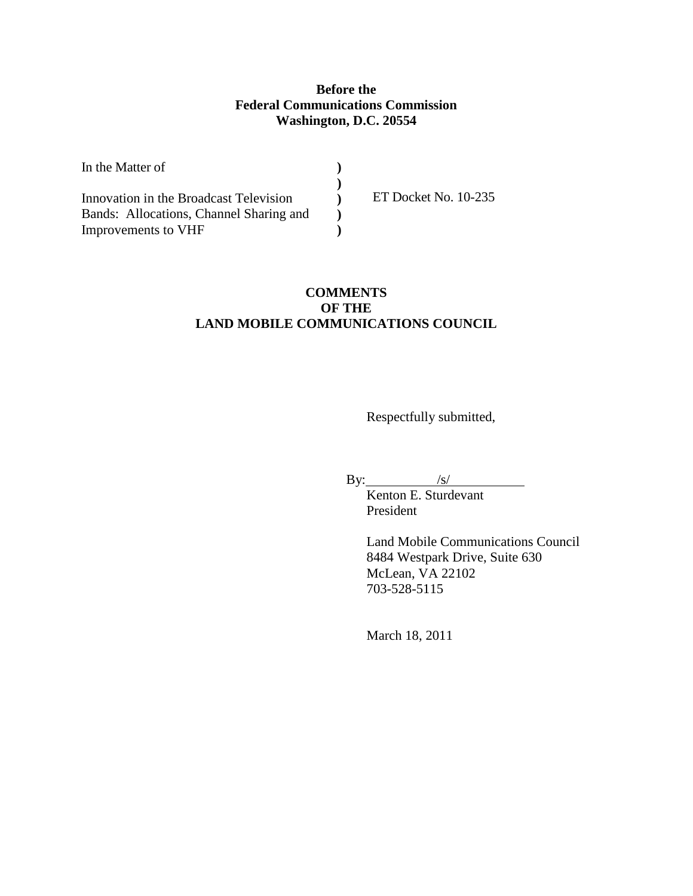**Before the**
**Federal Communications Commission**
**Washington, D.C. 20554**

| | | |
|---|---|---|
| In the Matter of | ) | |
| | ) | |
| Innovation in the Broadcast Television | ) | ET Docket No. 10-235 |
| Bands: Allocations, Channel Sharing and | ) | |
| Improvements to VHF | ) | |

**COMMENTS**
**OF THE**
**LAND MOBILE COMMUNICATIONS COUNCIL**

Respectfully submitted,

By: /s/
Kenton E. Sturdevant
President

Land Mobile Communications Council
8484 Westpark Drive, Suite 630
McLean, VA 22102
703-528-5115

March 18, 2011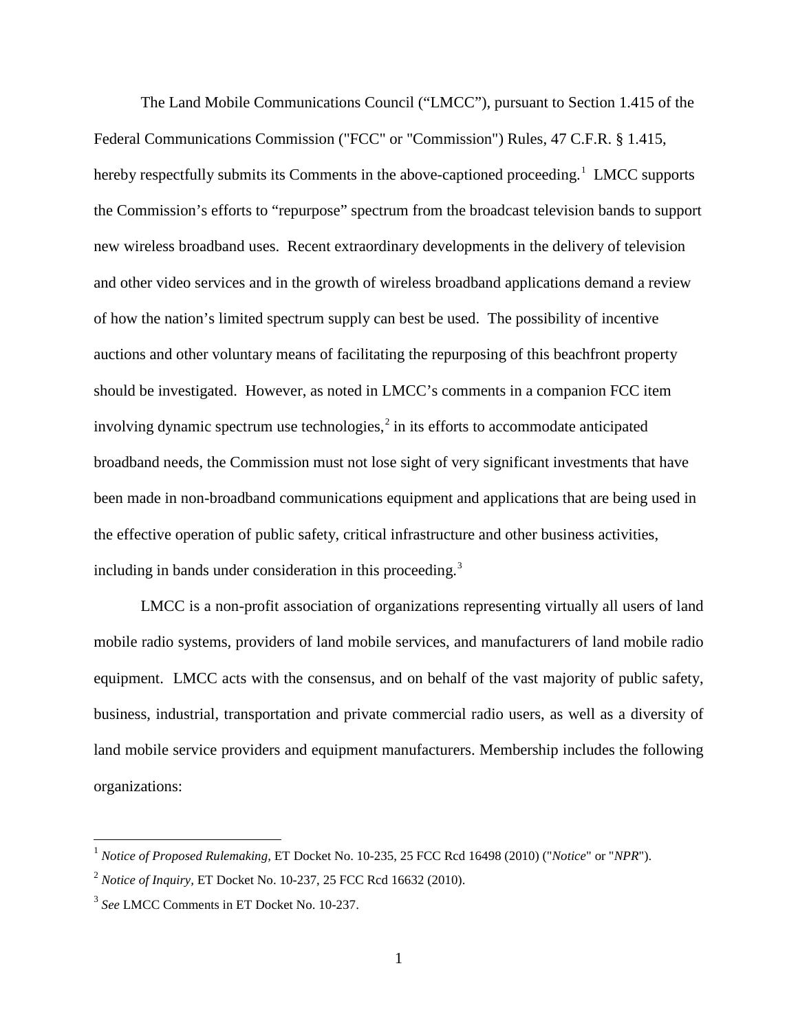The Land Mobile Communications Council ("LMCC"), pursuant to Section 1.415 of the Federal Communications Commission ("FCC" or "Commission") Rules, 47 C.F.R. § 1.415, hereby respectfully submits its Comments in the above-captioned proceeding.[1] LMCC supports the Commission's efforts to "repurpose" spectrum from the broadcast television bands to support new wireless broadband uses. Recent extraordinary developments in the delivery of television and other video services and in the growth of wireless broadband applications demand a review of how the nation's limited spectrum supply can best be used. The possibility of incentive auctions and other voluntary means of facilitating the repurposing of this beachfront property should be investigated. However, as noted in LMCC's comments in a companion FCC item involving dynamic spectrum use technologies,[2] in its efforts to accommodate anticipated broadband needs, the Commission must not lose sight of very significant investments that have been made in non-broadband communications equipment and applications that are being used in the effective operation of public safety, critical infrastructure and other business activities, including in bands under consideration in this proceeding.[3]

LMCC is a non-profit association of organizations representing virtually all users of land mobile radio systems, providers of land mobile services, and manufacturers of land mobile radio equipment. LMCC acts with the consensus, and on behalf of the vast majority of public safety, business, industrial, transportation and private commercial radio users, as well as a diversity of land mobile service providers and equipment manufacturers. Membership includes the following organizations:

---

[1] *Notice of Proposed Rulemaking*, ET Docket No. 10-235, 25 FCC Rcd 16498 (2010) ("*Notice*" or "*NPR*").

[2] *Notice of Inquiry*, ET Docket No. 10-237, 25 FCC Rcd 16632 (2010).

[3] *See* LMCC Comments in ET Docket No. 10-237.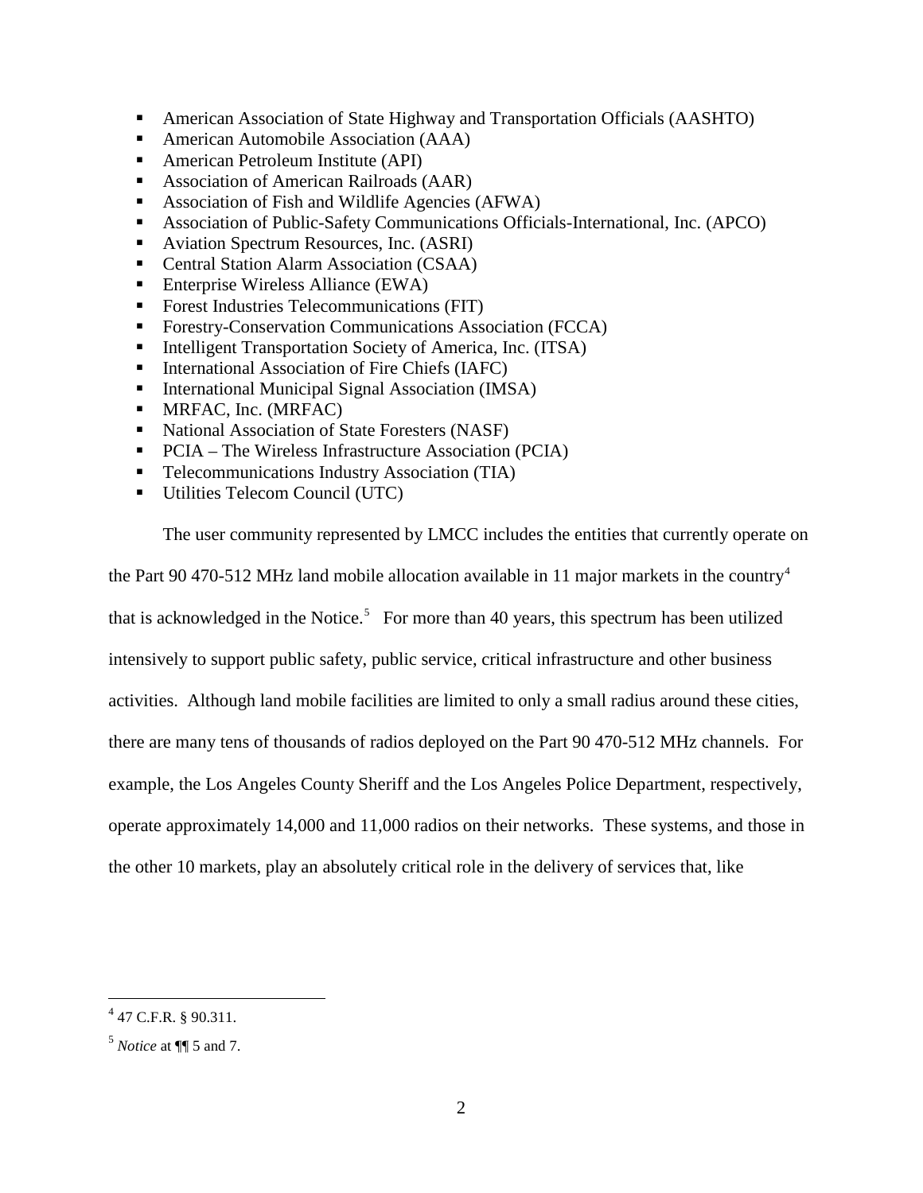- American Association of State Highway and Transportation Officials (AASHTO)
- American Automobile Association (AAA)
- American Petroleum Institute (API)
- Association of American Railroads (AAR)
- Association of Fish and Wildlife Agencies (AFWA)
- Association of Public-Safety Communications Officials-International, Inc. (APCO)
- Aviation Spectrum Resources, Inc. (ASRI)
- Central Station Alarm Association (CSAA)
- Enterprise Wireless Alliance (EWA)
- Forest Industries Telecommunications (FIT)
- Forestry-Conservation Communications Association (FCCA)
- Intelligent Transportation Society of America, Inc. (ITSA)
- International Association of Fire Chiefs (IAFC)
- International Municipal Signal Association (IMSA)
- MRFAC, Inc. (MRFAC)
- National Association of State Foresters (NASF)
- PCIA – The Wireless Infrastructure Association (PCIA)
- Telecommunications Industry Association (TIA)
- Utilities Telecom Council (UTC)

The user community represented by LMCC includes the entities that currently operate on the Part 90 470-512 MHz land mobile allocation available in 11 major markets in the country[4] that is acknowledged in the Notice.[5] For more than 40 years, this spectrum has been utilized intensively to support public safety, public service, critical infrastructure and other business activities. Although land mobile facilities are limited to only a small radius around these cities, there are many tens of thousands of radios deployed on the Part 90 470-512 MHz channels. For example, the Los Angeles County Sheriff and the Los Angeles Police Department, respectively, operate approximately 14,000 and 11,000 radios on their networks. These systems, and those in the other 10 markets, play an absolutely critical role in the delivery of services that, like

[4] 47 C.F.R. § 90.311.

[5] *Notice* at ¶¶ 5 and 7.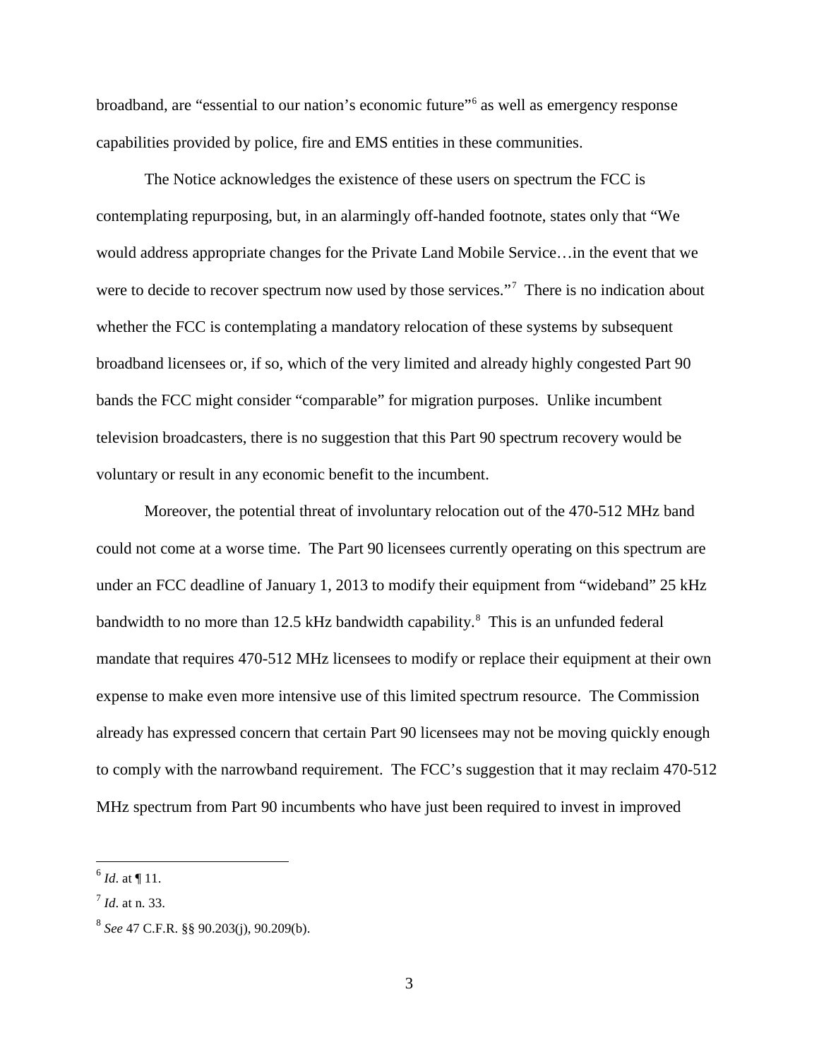broadband, are "essential to our nation's economic future"[6] as well as emergency response capabilities provided by police, fire and EMS entities in these communities.

The Notice acknowledges the existence of these users on spectrum the FCC is contemplating repurposing, but, in an alarmingly off-handed footnote, states only that "We would address appropriate changes for the Private Land Mobile Service…in the event that we were to decide to recover spectrum now used by those services."[7] There is no indication about whether the FCC is contemplating a mandatory relocation of these systems by subsequent broadband licensees or, if so, which of the very limited and already highly congested Part 90 bands the FCC might consider "comparable" for migration purposes. Unlike incumbent television broadcasters, there is no suggestion that this Part 90 spectrum recovery would be voluntary or result in any economic benefit to the incumbent.

Moreover, the potential threat of involuntary relocation out of the 470-512 MHz band could not come at a worse time. The Part 90 licensees currently operating on this spectrum are under an FCC deadline of January 1, 2013 to modify their equipment from "wideband" 25 kHz bandwidth to no more than 12.5 kHz bandwidth capability.[8] This is an unfunded federal mandate that requires 470-512 MHz licensees to modify or replace their equipment at their own expense to make even more intensive use of this limited spectrum resource. The Commission already has expressed concern that certain Part 90 licensees may not be moving quickly enough to comply with the narrowband requirement. The FCC's suggestion that it may reclaim 470-512 MHz spectrum from Part 90 incumbents who have just been required to invest in improved

---

[6] *Id*. at ¶ 11.

[7] *Id*. at n. 33.

[8] *See* 47 C.F.R. §§ 90.203(j), 90.209(b).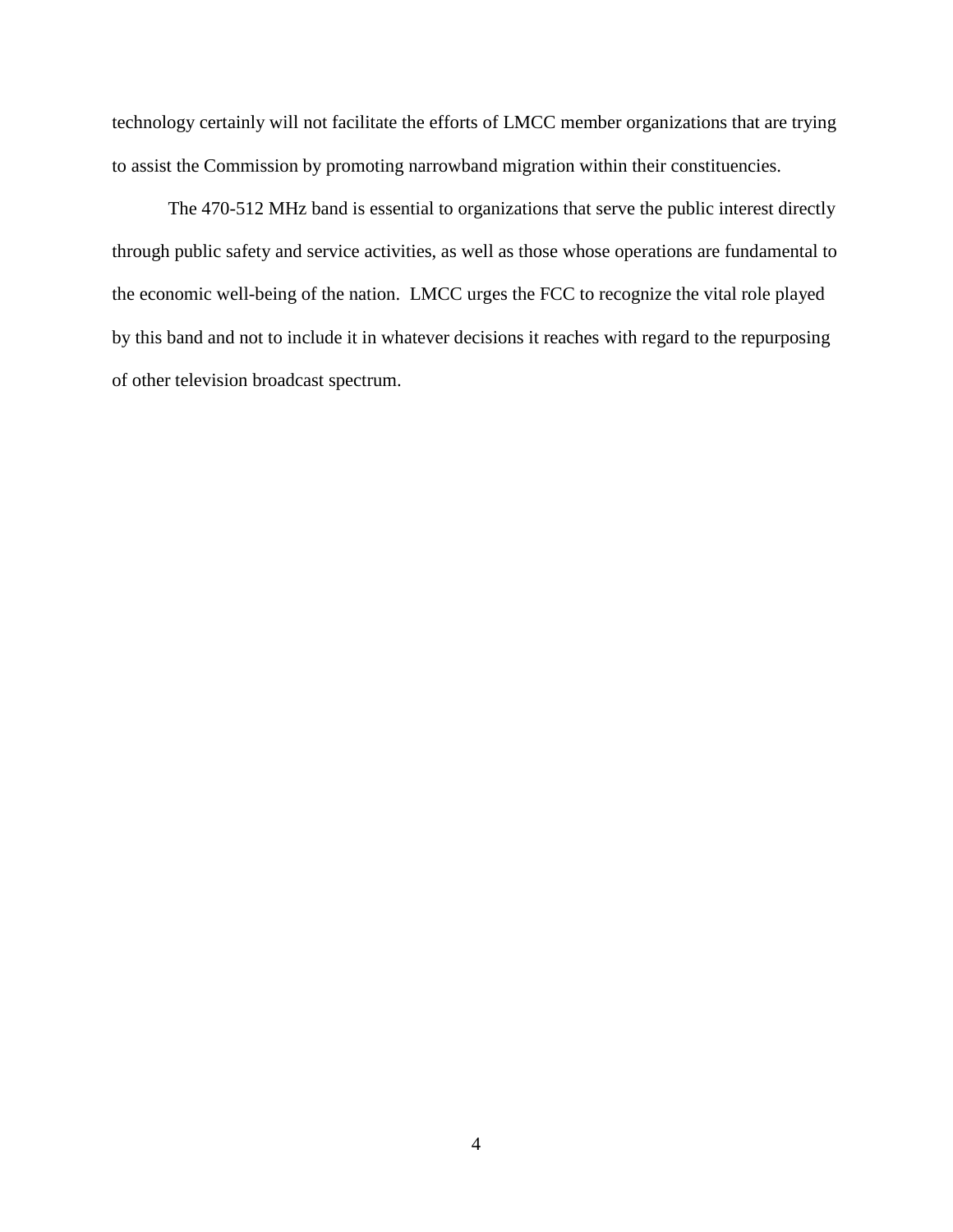technology certainly will not facilitate the efforts of LMCC member organizations that are trying to assist the Commission by promoting narrowband migration within their constituencies.

The 470-512 MHz band is essential to organizations that serve the public interest directly through public safety and service activities, as well as those whose operations are fundamental to the economic well-being of the nation. LMCC urges the FCC to recognize the vital role played by this band and not to include it in whatever decisions it reaches with regard to the repurposing of other television broadcast spectrum.